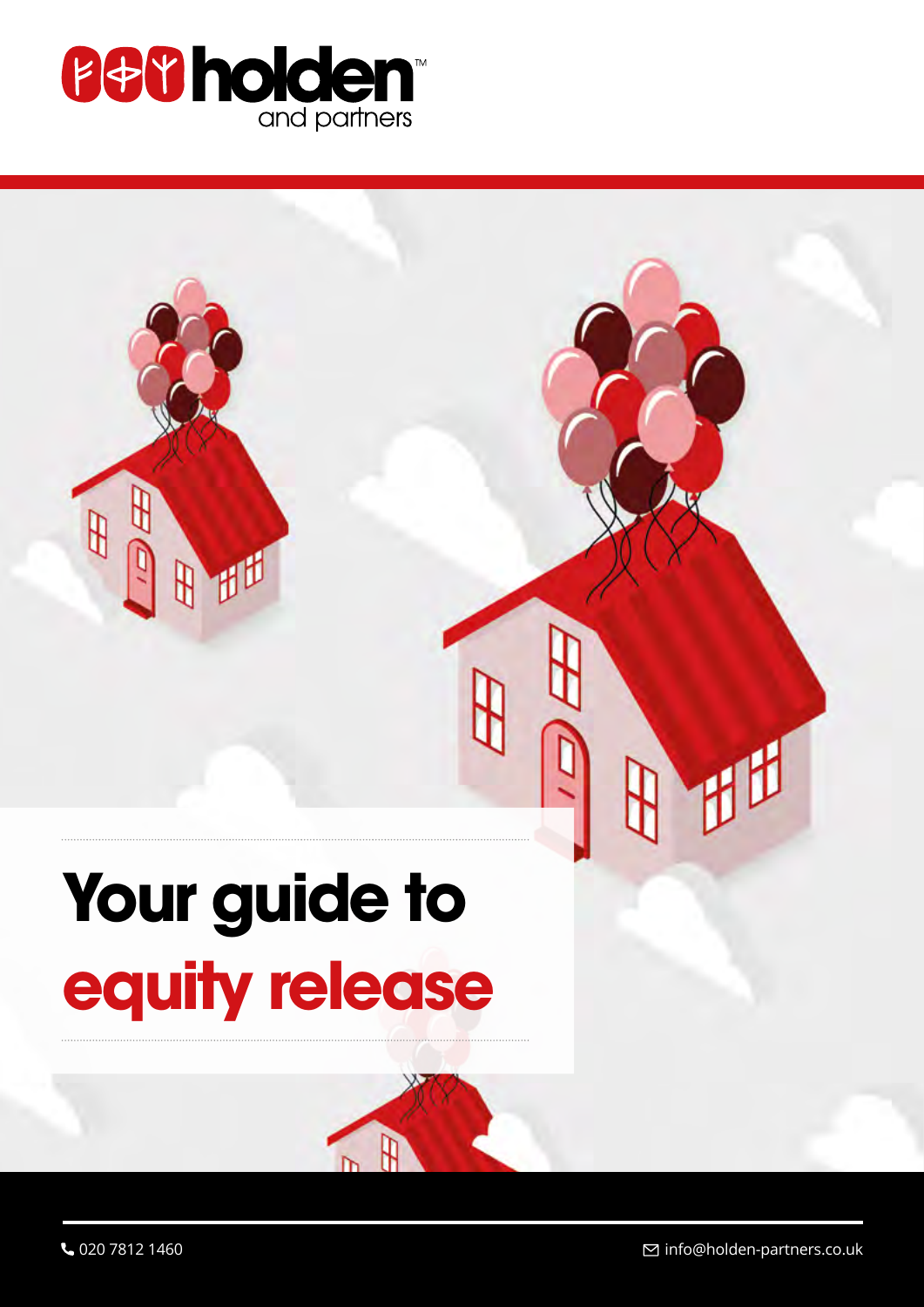holden and partners

# Your guide to equity release

020 7812 1460

info@holden-partners.co.uk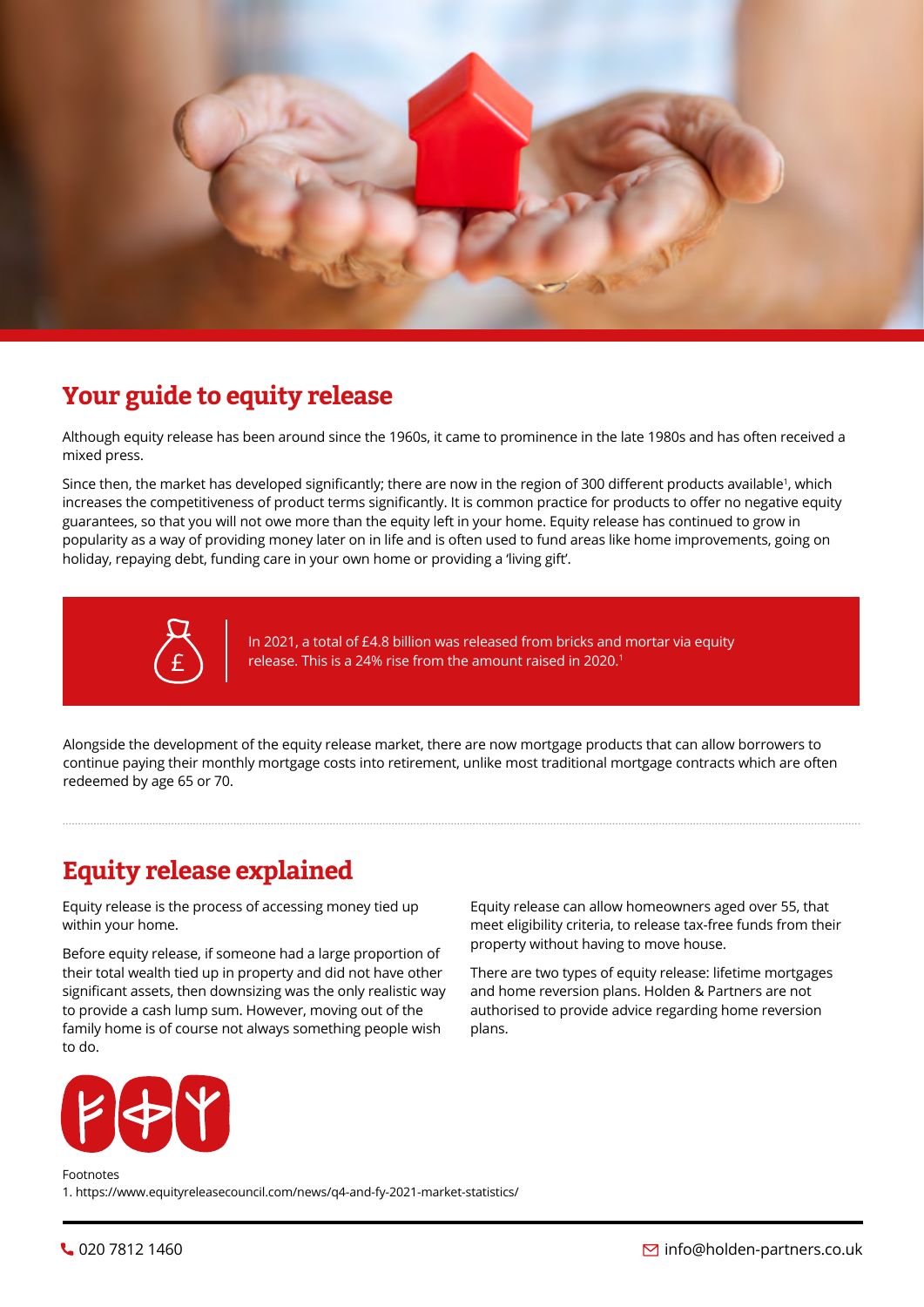## Your guide to equity release

Although equity release has been around since the 1960s, it came to prominence in the late 1980s and has often received a mixed press.

Since then, the market has developed significantly; there are now in the region of 300 different products available[1], which increases the competitiveness of product terms significantly. It is common practice for products to offer no negative equity guarantees, so that you will not owe more than the equity left in your home. Equity release has continued to grow in popularity as a way of providing money later on in life and is often used to fund areas like home improvements, going on holiday, repaying debt, funding care in your own home or providing a 'living gift'.

In 2021, a total of £4.8 billion was released from bricks and mortar via equity release. This is a 24% rise from the amount raised in 2020.[1]

Alongside the development of the equity release market, there are now mortgage products that can allow borrowers to continue paying their monthly mortgage costs into retirement, unlike most traditional mortgage contracts which are often redeemed by age 65 or 70.

## Equity release explained

Equity release is the process of accessing money tied up within your home.

Before equity release, if someone had a large proportion of their total wealth tied up in property and did not have other significant assets, then downsizing was the only realistic way to provide a cash lump sum. However, moving out of the family home is of course not always something people wish to do.

Equity release can allow homeowners aged over 55, that meet eligibility criteria, to release tax-free funds from their property without having to move house.

There are two types of equity release: lifetime mortgages and home reversion plans. Holden & Partners are not authorised to provide advice regarding home reversion plans.

Footnotes

1. https://www.equityreleasecouncil.com/news/q4-and-fy-2021-market-statistics/

020 7812 1460

info@holden-partners.co.uk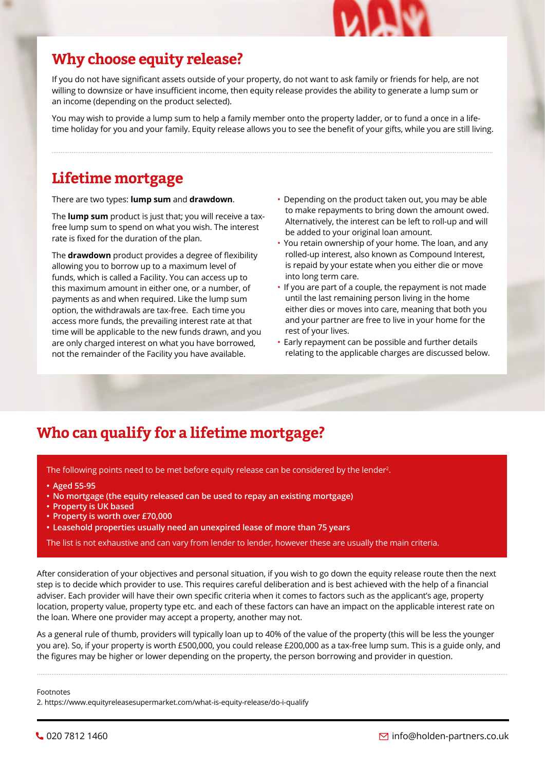## Why choose equity release?

If you do not have significant assets outside of your property, do not want to ask family or friends for help, are not willing to downsize or have insufficient income, then equity release provides the ability to generate a lump sum or an income (depending on the product selected).

You may wish to provide a lump sum to help a family member onto the property ladder, or to fund a once in a lifetime holiday for you and your family. Equity release allows you to see the benefit of your gifts, while you are still living.

## Lifetime mortgage

There are two types: **lump sum** and **drawdown**.

The **lump sum** product is just that; you will receive a tax-free lump sum to spend on what you wish. The interest rate is fixed for the duration of the plan.

The **drawdown** product provides a degree of flexibility allowing you to borrow up to a maximum level of funds, which is called a Facility. You can access up to this maximum amount in either one, or a number, of payments as and when required. Like the lump sum option, the withdrawals are tax-free. Each time you access more funds, the prevailing interest rate at that time will be applicable to the new funds drawn, and you are only charged interest on what you have borrowed, not the remainder of the Facility you have available.

- Depending on the product taken out, you may be able to make repayments to bring down the amount owed. Alternatively, the interest can be left to roll-up and will be added to your original loan amount.
- You retain ownership of your home. The loan, and any rolled-up interest, also known as Compound Interest, is repaid by your estate when you either die or move into long term care.
- If you are part of a couple, the repayment is not made until the last remaining person living in the home either dies or moves into care, meaning that both you and your partner are free to live in your home for the rest of your lives.
- Early repayment can be possible and further details relating to the applicable charges are discussed below.

## Who can qualify for a lifetime mortgage?

The following points need to be met before equity release can be considered by the lender[2].

- **Aged 55-95**
- **No mortgage (the equity released can be used to repay an existing mortgage)**
- **Property is UK based**
- **Property is worth over £70,000**
- **Leasehold properties usually need an unexpired lease of more than 75 years**

The list is not exhaustive and can vary from lender to lender, however these are usually the main criteria.

After consideration of your objectives and personal situation, if you wish to go down the equity release route then the next step is to decide which provider to use. This requires careful deliberation and is best achieved with the help of a financial adviser. Each provider will have their own specific criteria when it comes to factors such as the applicant's age, property location, property value, property type etc. and each of these factors can have an impact on the applicable interest rate on the loan. Where one provider may accept a property, another may not.

As a general rule of thumb, providers will typically loan up to 40% of the value of the property (this will be less the younger you are). So, if your property is worth £500,000, you could release £200,000 as a tax-free lump sum. This is a guide only, and the figures may be higher or lower depending on the property, the person borrowing and provider in question.

Footnotes
2. https://www.equityreleasesupermarket.com/what-is-equity-release/do-i-qualify

020 7812 1460 | info@holden-partners.co.uk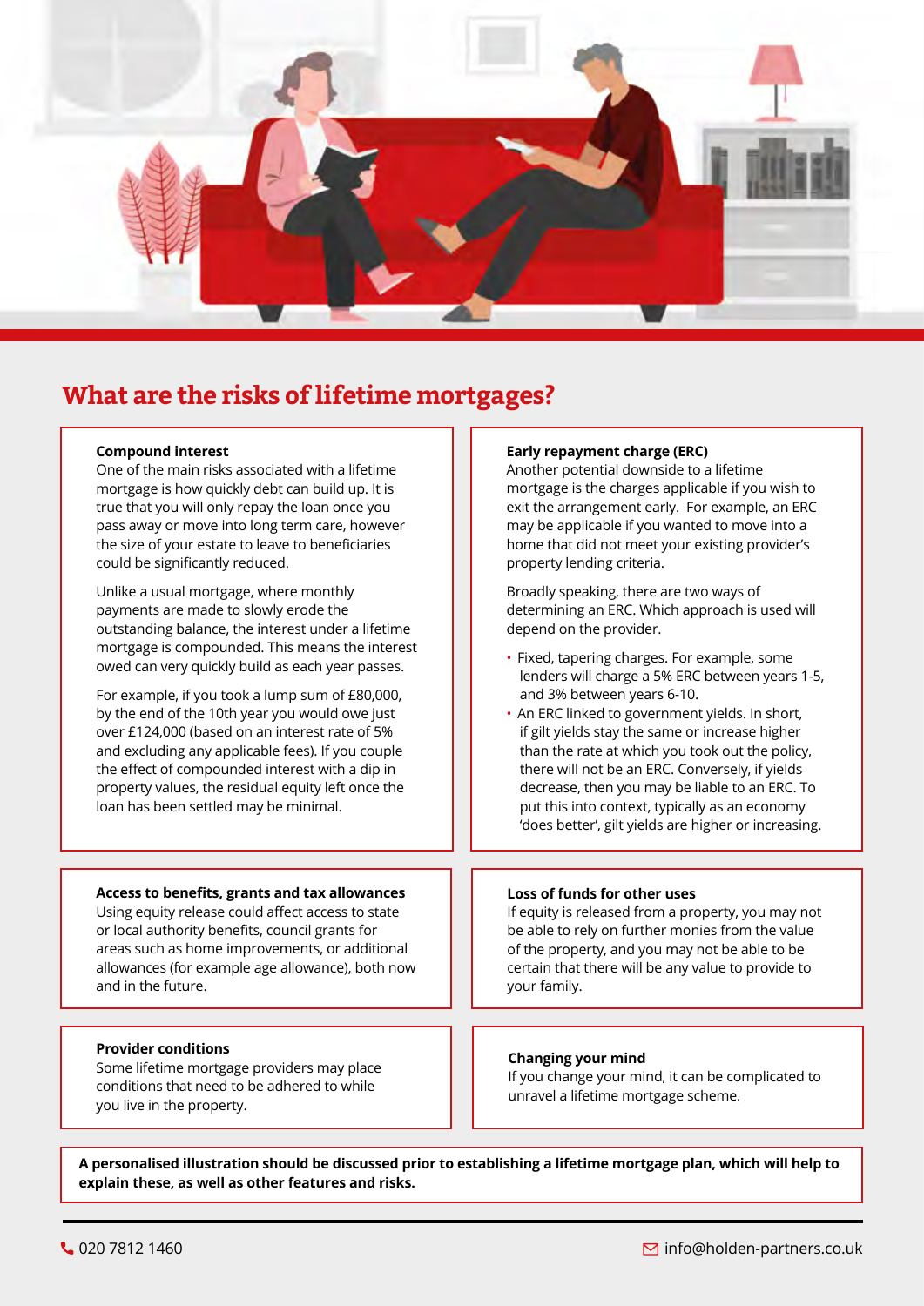## What are the risks of lifetime mortgages?

**Compound interest**
One of the main risks associated with a lifetime mortgage is how quickly debt can build up. It is true that you will only repay the loan once you pass away or move into long term care, however the size of your estate to leave to beneficiaries could be significantly reduced.

Unlike a usual mortgage, where monthly payments are made to slowly erode the outstanding balance, the interest under a lifetime mortgage is compounded. This means the interest owed can very quickly build as each year passes.

For example, if you took a lump sum of £80,000, by the end of the 10th year you would owe just over £124,000 (based on an interest rate of 5% and excluding any applicable fees). If you couple the effect of compounded interest with a dip in property values, the residual equity left once the loan has been settled may be minimal.

**Early repayment charge (ERC)**
Another potential downside to a lifetime mortgage is the charges applicable if you wish to exit the arrangement early. For example, an ERC may be applicable if you wanted to move into a home that did not meet your existing provider's property lending criteria.

Broadly speaking, there are two ways of determining an ERC. Which approach is used will depend on the provider.

- Fixed, tapering charges. For example, some lenders will charge a 5% ERC between years 1-5, and 3% between years 6-10.
- An ERC linked to government yields. In short, if gilt yields stay the same or increase higher than the rate at which you took out the policy, there will not be an ERC. Conversely, if yields decrease, then you may be liable to an ERC. To put this into context, typically as an economy 'does better', gilt yields are higher or increasing.

**Access to benefits, grants and tax allowances**
Using equity release could affect access to state or local authority benefits, council grants for areas such as home improvements, or additional allowances (for example age allowance), both now and in the future.

**Loss of funds for other uses**
If equity is released from a property, you may not be able to rely on further monies from the value of the property, and you may not be able to be certain that there will be any value to provide to your family.

**Provider conditions**
Some lifetime mortgage providers may place conditions that need to be adhered to while you live in the property.

**Changing your mind**
If you change your mind, it can be complicated to unravel a lifetime mortgage scheme.

**A personalised illustration should be discussed prior to establishing a lifetime mortgage plan, which will help to explain these, as well as other features and risks.**

020 7812 1460 info@holden-partners.co.uk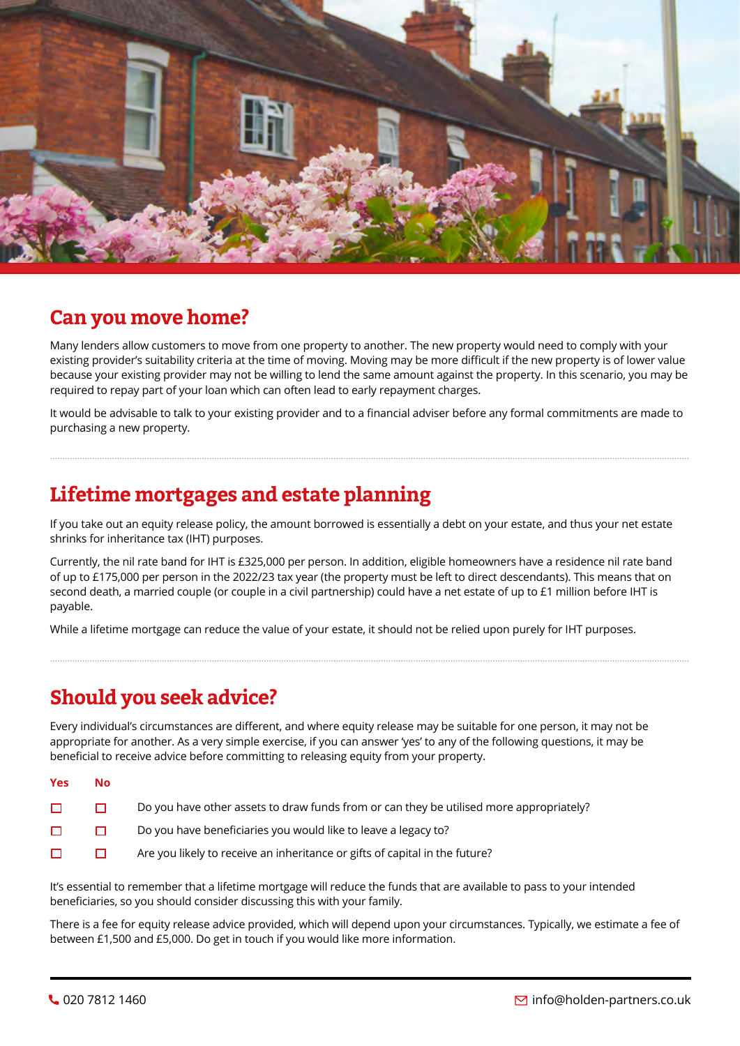## Can you move home?

Many lenders allow customers to move from one property to another. The new property would need to comply with your existing provider's suitability criteria at the time of moving. Moving may be more difficult if the new property is of lower value because your existing provider may not be willing to lend the same amount against the property. In this scenario, you may be required to repay part of your loan which can often lead to early repayment charges.

It would be advisable to talk to your existing provider and to a financial adviser before any formal commitments are made to purchasing a new property.

## Lifetime mortgages and estate planning

If you take out an equity release policy, the amount borrowed is essentially a debt on your estate, and thus your net estate shrinks for inheritance tax (IHT) purposes.

Currently, the nil rate band for IHT is £325,000 per person. In addition, eligible homeowners have a residence nil rate band of up to £175,000 per person in the 2022/23 tax year (the property must be left to direct descendants). This means that on second death, a married couple (or couple in a civil partnership) could have a net estate of up to £1 million before IHT is payable.

While a lifetime mortgage can reduce the value of your estate, it should not be relied upon purely for IHT purposes.

## Should you seek advice?

Every individual's circumstances are different, and where equity release may be suitable for one person, it may not be appropriate for another. As a very simple exercise, if you can answer 'yes' to any of the following questions, it may be beneficial to receive advice before committing to releasing equity from your property.

| Yes | No | |
|---|---|---|
| ☐ | ☐ | Do you have other assets to draw funds from or can they be utilised more appropriately? |
| ☐ | ☐ | Do you have beneficiaries you would like to leave a legacy to? |
| ☐ | ☐ | Are you likely to receive an inheritance or gifts of capital in the future? |

It's essential to remember that a lifetime mortgage will reduce the funds that are available to pass to your intended beneficiaries, so you should consider discussing this with your family.

There is a fee for equity release advice provided, which will depend upon your circumstances. Typically, we estimate a fee of between £1,500 and £5,000. Do get in touch if you would like more information.

020 7812 1460 info@holden-partners.co.uk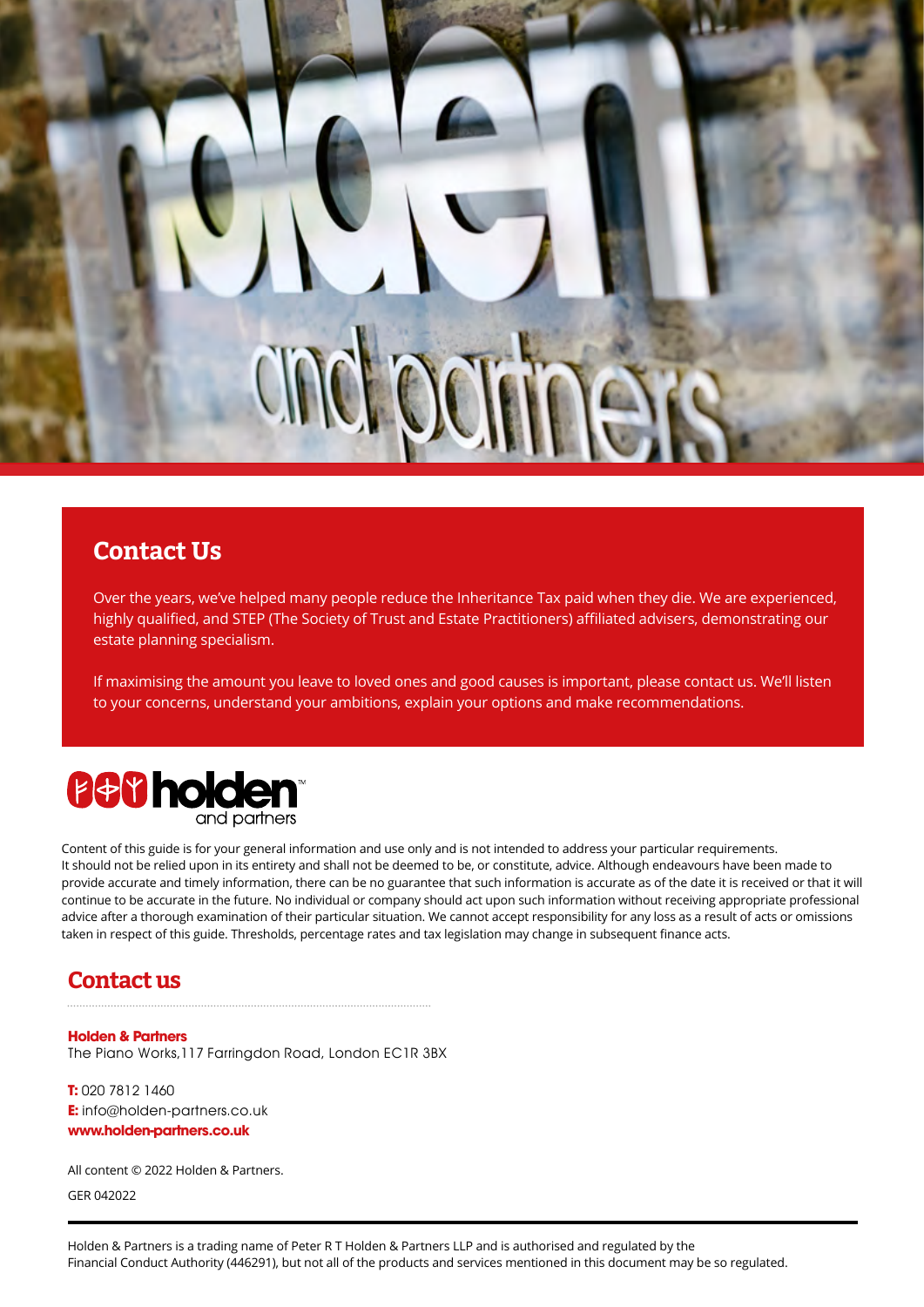## Contact Us

Over the years, we've helped many people reduce the Inheritance Tax paid when they die. We are experienced, highly qualified, and STEP (The Society of Trust and Estate Practitioners) affiliated advisers, demonstrating our estate planning specialism.

If maximising the amount you leave to loved ones and good causes is important, please contact us. We'll listen to your concerns, understand your ambitions, explain your options and make recommendations.

holden and partners

Content of this guide is for your general information and use only and is not intended to address your particular requirements. It should not be relied upon in its entirety and shall not be deemed to be, or constitute, advice. Although endeavours have been made to provide accurate and timely information, there can be no guarantee that such information is accurate as of the date it is received or that it will continue to be accurate in the future. No individual or company should act upon such information without receiving appropriate professional advice after a thorough examination of their particular situation. We cannot accept responsibility for any loss as a result of acts or omissions taken in respect of this guide. Thresholds, percentage rates and tax legislation may change in subsequent finance acts.

## Contact us

**Holden & Partners**
The Piano Works, 117 Farringdon Road, London EC1R 3BX

**T:** 020 7812 1460
**E:** info@holden-partners.co.uk
**www.holden-partners.co.uk**

All content © 2022 Holden & Partners.

GER 042022

Holden & Partners is a trading name of Peter R T Holden & Partners LLP and is authorised and regulated by the Financial Conduct Authority (446291), but not all of the products and services mentioned in this document may be so regulated.